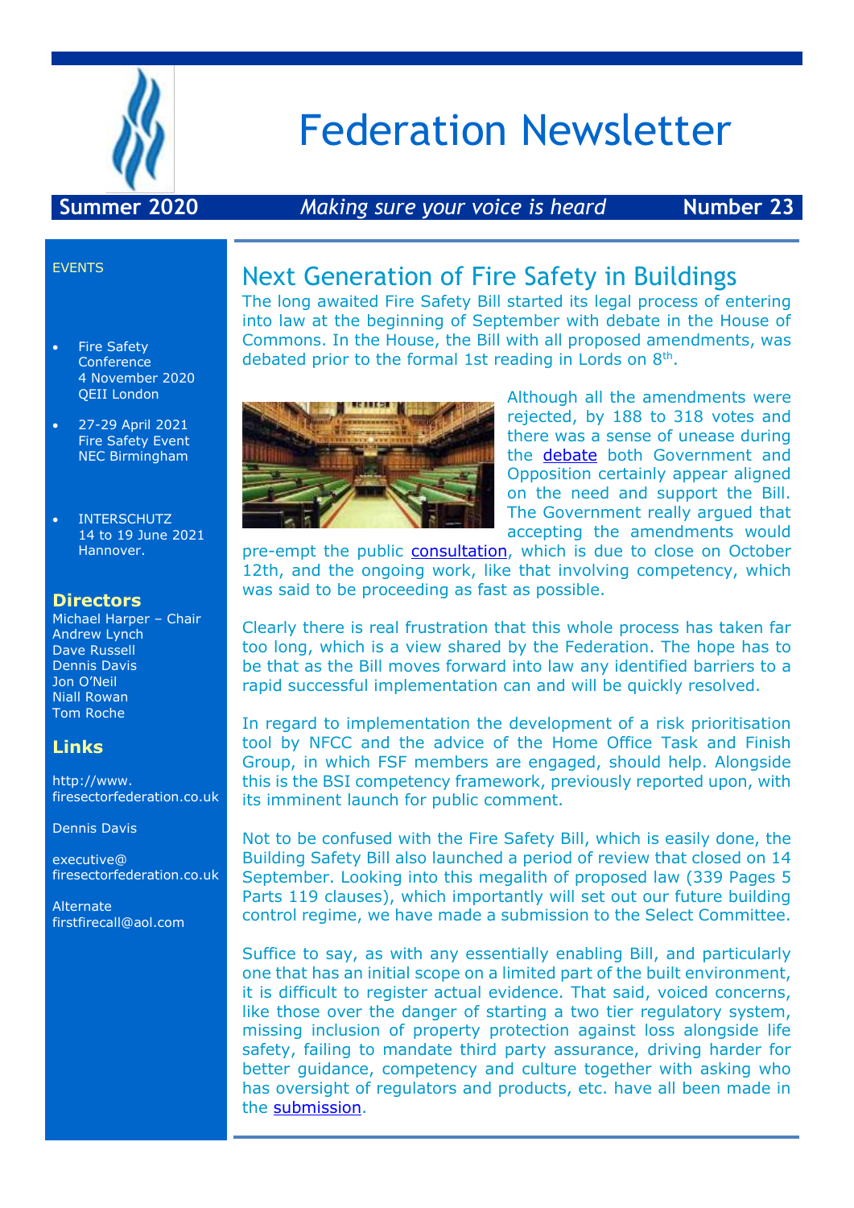# Federation Newsletter

**Summer 2020** *Making sure your voice is heard* **Number 23**

EVENTS

- Fire Safety Conference
  4 November 2020
  QEII London
- 27-29 April 2021
  Fire Safety Event
  NEC Birmingham
- INTERSCHUTZ
  14 to 19 June 2021
  Hannover.

### Directors

Michael Harper – Chair
Andrew Lynch
Dave Russell
Dennis Davis
Jon O'Neil
Niall Rowan
Tom Roche

### Links

http://www.firesectorfederation.co.uk

Dennis Davis

executive@firesectorfederation.co.uk

Alternate
firstfirecall@aol.com

## Next Generation of Fire Safety in Buildings

The long awaited Fire Safety Bill started its legal process of entering into law at the beginning of September with debate in the House of Commons. In the House, the Bill with all proposed amendments, was debated prior to the formal 1st reading in Lords on 8th.

Although all the amendments were rejected, by 188 to 318 votes and there was a sense of unease during the debate both Government and Opposition certainly appear aligned on the need and support the Bill. The Government really argued that accepting the amendments would pre-empt the public consultation, which is due to close on October 12th, and the ongoing work, like that involving competency, which was said to be proceeding as fast as possible.

Clearly there is real frustration that this whole process has taken far too long, which is a view shared by the Federation. The hope has to be that as the Bill moves forward into law any identified barriers to a rapid successful implementation can and will be quickly resolved.

In regard to implementation the development of a risk prioritisation tool by NFCC and the advice of the Home Office Task and Finish Group, in which FSF members are engaged, should help. Alongside this is the BSI competency framework, previously reported upon, with its imminent launch for public comment.

Not to be confused with the Fire Safety Bill, which is easily done, the Building Safety Bill also launched a period of review that closed on 14 September. Looking into this megalith of proposed law (339 Pages 5 Parts 119 clauses), which importantly will set out our future building control regime, we have made a submission to the Select Committee.

Suffice to say, as with any essentially enabling Bill, and particularly one that has an initial scope on a limited part of the built environment, it is difficult to register actual evidence. That said, voiced concerns, like those over the danger of starting a two tier regulatory system, missing inclusion of property protection against loss alongside life safety, failing to mandate third party assurance, driving harder for better guidance, competency and culture together with asking who has oversight of regulators and products, etc. have all been made in the submission.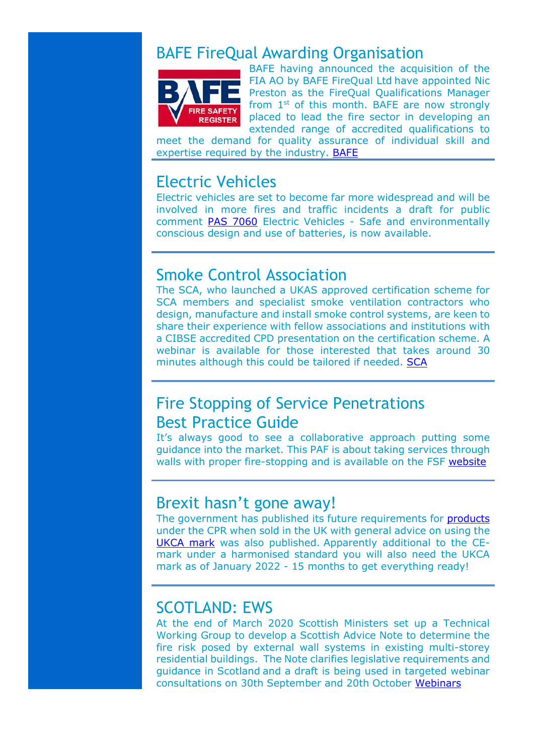## BAFE FireQual Awarding Organisation

BAFE having announced the acquisition of the FIA AO by BAFE FireQual Ltd have appointed Nic Preston as the FireQual Qualifications Manager from 1st of this month. BAFE are now strongly placed to lead the fire sector in developing an extended range of accredited qualifications to meet the demand for quality assurance of individual skill and expertise required by the industry. BAFE

## Electric Vehicles

Electric vehicles are set to become far more widespread and will be involved in more fires and traffic incidents a draft for public comment PAS 7060 Electric Vehicles - Safe and environmentally conscious design and use of batteries, is now available.

## Smoke Control Association

The SCA, who launched a UKAS approved certification scheme for SCA members and specialist smoke ventilation contractors who design, manufacture and install smoke control systems, are keen to share their experience with fellow associations and institutions with a CIBSE accredited CPD presentation on the certification scheme. A webinar is available for those interested that takes around 30 minutes although this could be tailored if needed. SCA

## Fire Stopping of Service Penetrations Best Practice Guide

It's always good to see a collaborative approach putting some guidance into the market. This PAF is about taking services through walls with proper fire-stopping and is available on the FSF website

## Brexit hasn't gone away!

The government has published its future requirements for products under the CPR when sold in the UK with general advice on using the UKCA mark was also published. Apparently additional to the CE-mark under a harmonised standard you will also need the UKCA mark as of January 2022 - 15 months to get everything ready!

## SCOTLAND: EWS

At the end of March 2020 Scottish Ministers set up a Technical Working Group to develop a Scottish Advice Note to determine the fire risk posed by external wall systems in existing multi-storey residential buildings. The Note clarifies legislative requirements and guidance in Scotland and a draft is being used in targeted webinar consultations on 30th September and 20th October Webinars